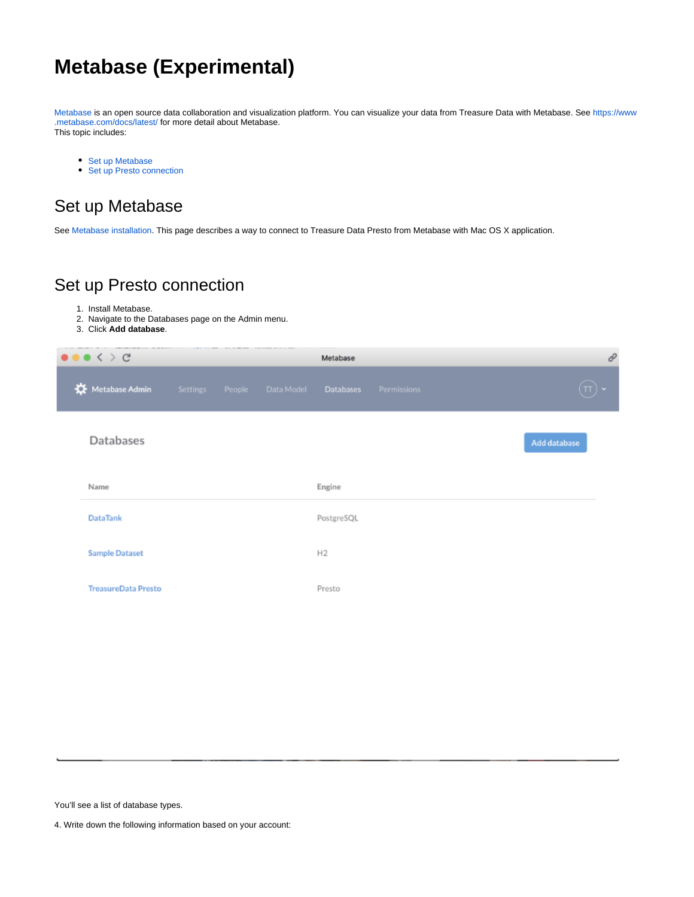# Metabase (Experimental)

Metabase is an open source data collaboration and visualization platform. You can visualize your data from Treasure Data with Metabase. See https://www.metabase.com/docs/latest/ for more detail about Metabase.
This topic includes:

- Set up Metabase
- Set up Presto connection

## Set up Metabase

See Metabase installation. This page describes a way to connect to Treasure Data Presto from Metabase with Mac OS X application.

## Set up Presto connection

1. Install Metabase.
2. Navigate to the Databases page on the Admin menu.
3. Click **Add database**.

You'll see a list of database types.

4. Write down the following information based on your account: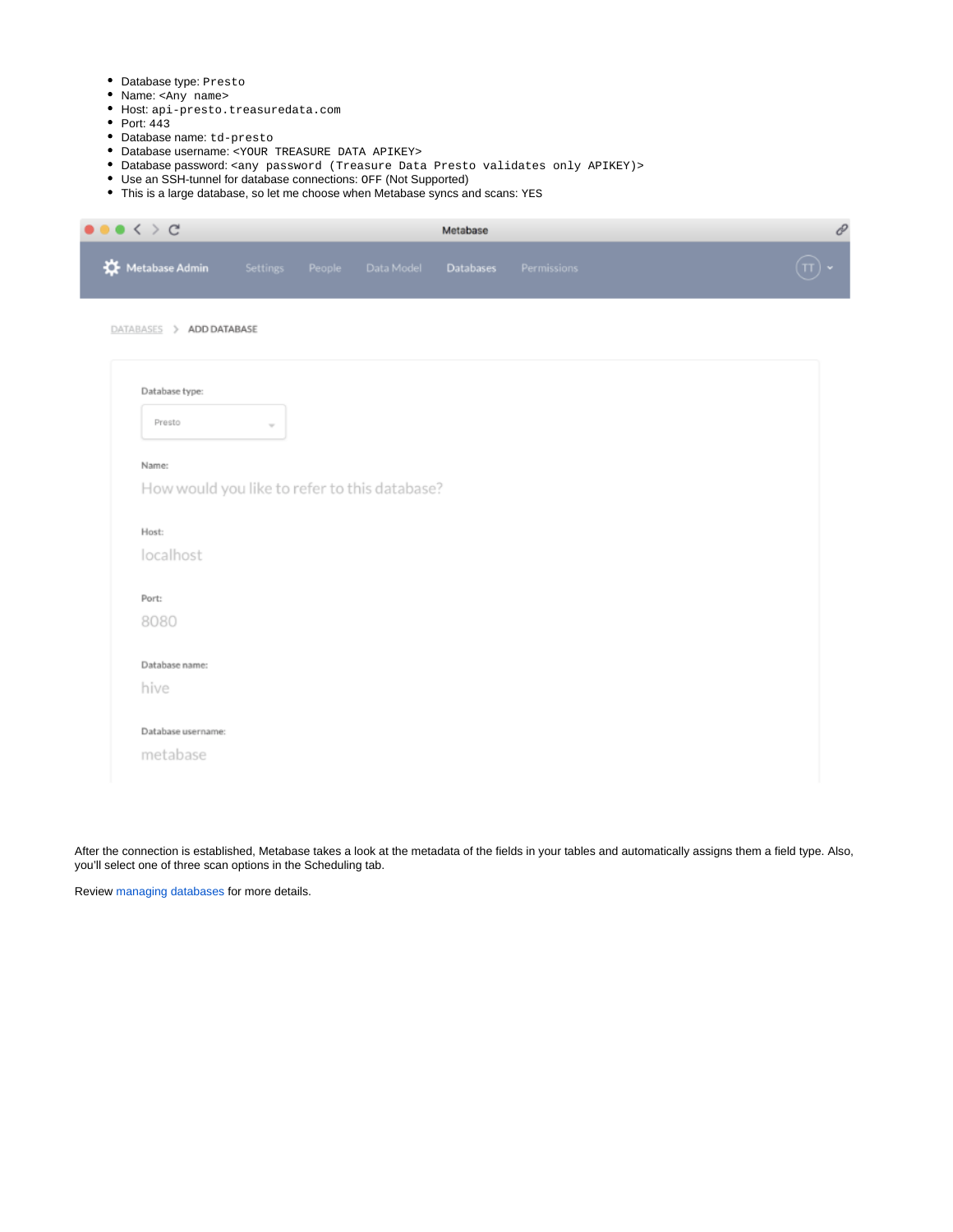- Database type: `Presto`
- Name: `<Any name>`
- Host: `api-presto.treasuredata.com`
- Port: 443
- Database name: `td-presto`
- Database username: `<YOUR TREASURE DATA APIKEY>`
- Database password: `<any password (Treasure Data Presto validates only APIKEY)>`
- Use an SSH-tunnel for database connections: `OFF` (Not Supported)
- This is a large database, so let me choose when Metabase syncs and scans: YES

After the connection is established, Metabase takes a look at the metadata of the fields in your tables and automatically assigns them a field type. Also, you'll select one of three scan options in the Scheduling tab.

Review managing databases for more details.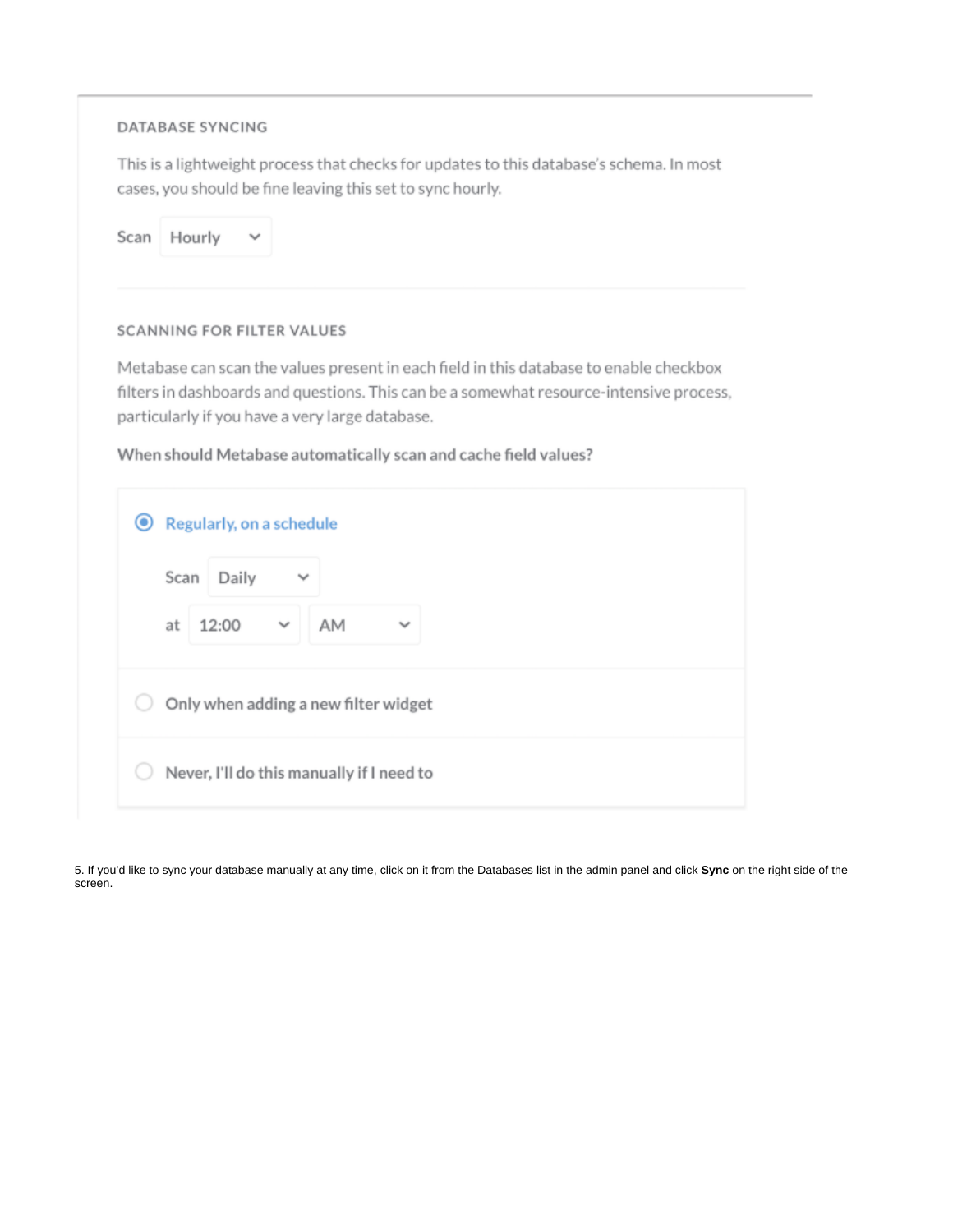DATABASE SYNCING

This is a lightweight process that checks for updates to this database's schema. In most cases, you should be fine leaving this set to sync hourly.

Scan Hourly

SCANNING FOR FILTER VALUES

Metabase can scan the values present in each field in this database to enable checkbox filters in dashboards and questions. This can be a somewhat resource-intensive process, particularly if you have a very large database.

**When should Metabase automatically scan and cache field values?**

- Regularly, on a schedule
  - Scan Daily
  - at 12:00 AM
- Only when adding a new filter widget
- Never, I'll do this manually if I need to

5. If you'd like to sync your database manually at any time, click on it from the Databases list in the admin panel and click **Sync** on the right side of the screen.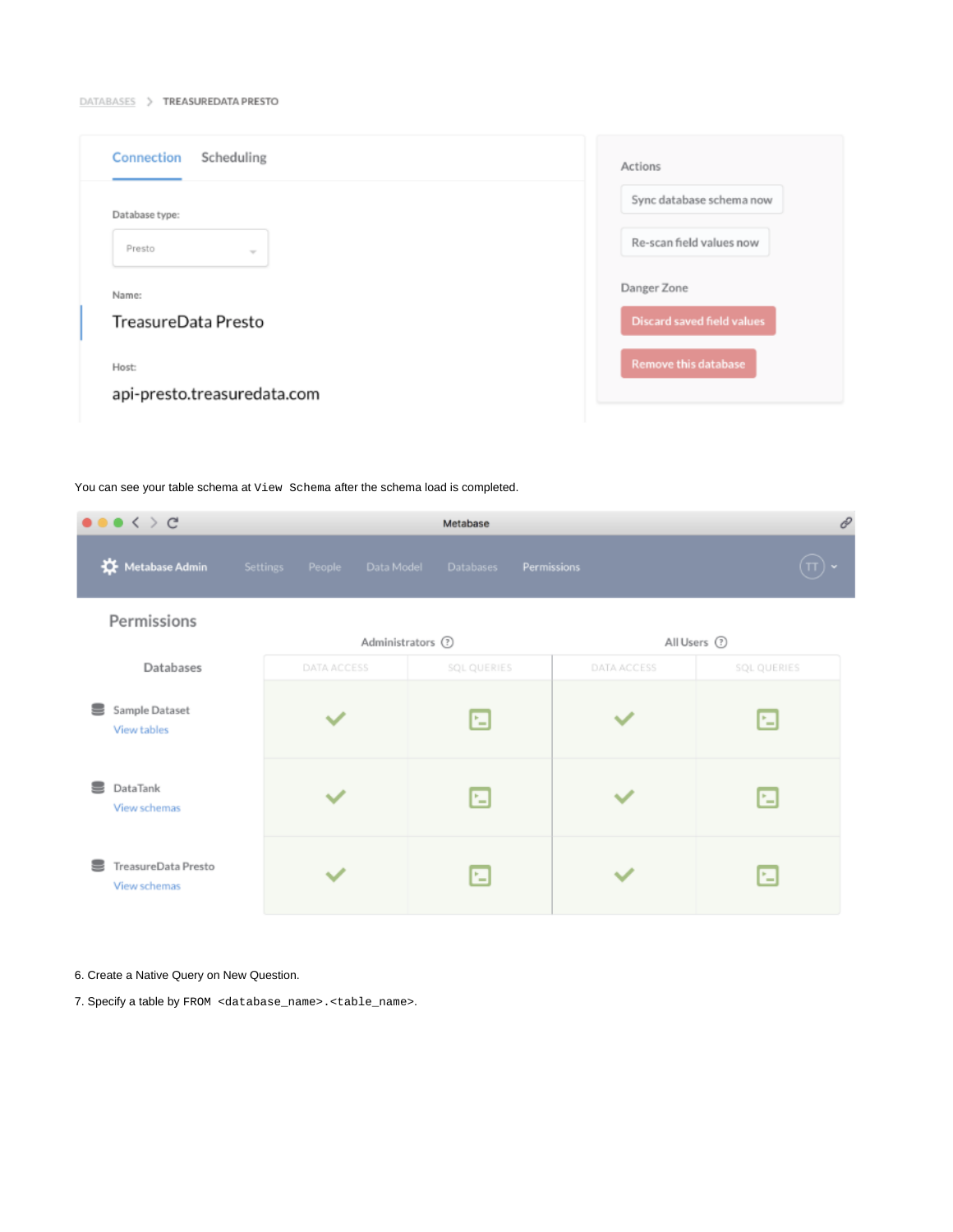You can see your table schema at `View Schema` after the schema load is completed.

6. Create a Native Query on New Question.
7. Specify a table by `FROM <database_name>.<table_name>`.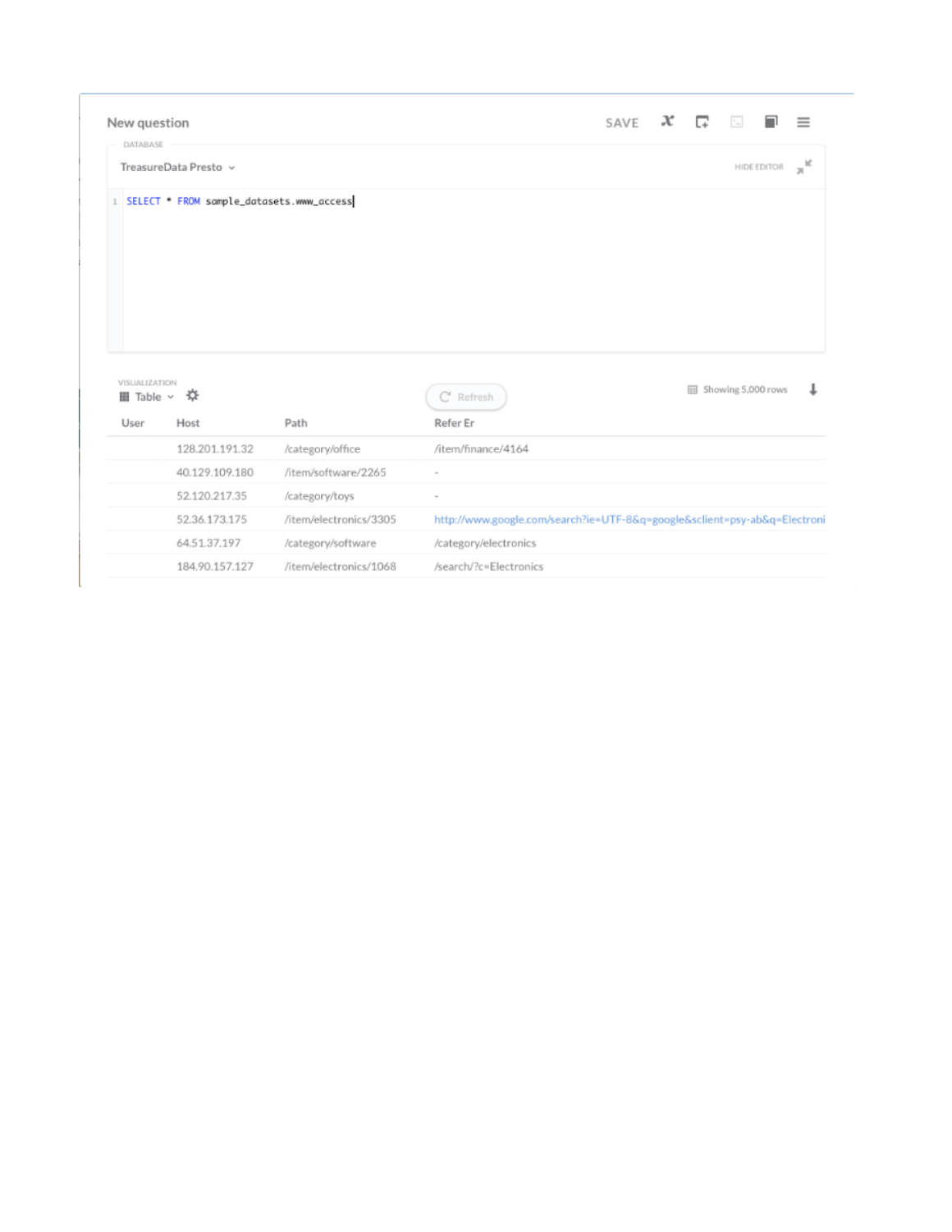New question

SAVE

DATABASE

TreasureData Presto

HIDE EDITOR

```
1 SELECT * FROM sample_datasets.www_access
```

VISUALIZATION

Table

Refresh

Showing 5,000 rows

| User | Host | Path | Refer Er |
|---|---|---|---|
| | 128.201.191.32 | /category/office | /item/finance/4164 |
| | 40.129.109.180 | /item/software/2265 | - |
| | 52.120.217.35 | /category/toys | - |
| | 52.36.173.175 | /item/electronics/3305 | http://www.google.com/search?ie=UTF-8&q=google&sclient=psy-ab&q=Electroni |
| | 64.51.37.197 | /category/software | /category/electronics |
| | 184.90.157.127 | /item/electronics/1068 | /search/?c=Electronics |